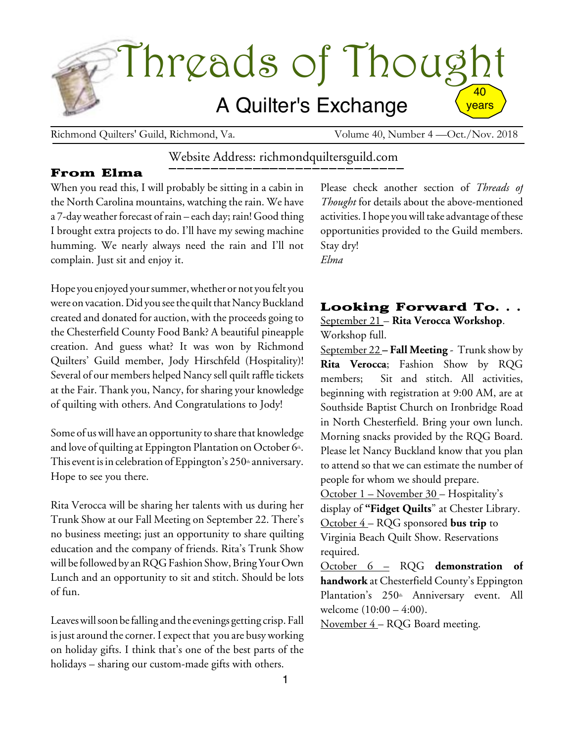# Threads of Thought

## A Quilter's Exchange

40 years

Richmond Quilters' Guild, Richmond, Va. — Volume 40, Number 4 —Oct./Nov. 2018

Website Address: richmondquiltersguild.com

### From Elma

When you read this, I will probably be sitting in a cabin in the North Carolina mountains, watching the rain. We have a 7-day weather forecast of rain – each day; rain! Good thing I brought extra projects to do. I'll have my sewing machine humming. We nearly always need the rain and I'll not complain. Just sit and enjoy it.

Hope you enjoyed your summer, whether or not you felt you were on vacation. Did you see the quilt that Nancy Buckland created and donated for auction, with the proceeds going to the Chesterfield County Food Bank? A beautiful pineapple creation. And guess what? It was won by Richmond Quilters' Guild member, Jody Hirschfeld (Hospitality)! Several of our members helped Nancy sell quilt raffle tickets at the Fair. Thank you, Nancy, for sharing your knowledge of quilting with others. And Congratulations to Jody!

Some of us will have an opportunity to share that knowledge and love of quilting at Eppington Plantation on October 6th. This event is in celebration of Eppington's 250th anniversary. Hope to see you there.

Rita Verocca will be sharing her talents with us during her Trunk Show at our Fall Meeting on September 22. There's no business meeting; just an opportunity to share quilting education and the company of friends. Rita's Trunk Show will be followed by an RQG Fashion Show, Bring Your Own Lunch and an opportunity to sit and stitch. Should be lots of fun.

Leaves will soon be falling and the evenings getting crisp. Fall is just around the corner. I expect that you are busy working on holiday gifts. I think that's one of the best parts of the holidays – sharing our custom-made gifts with others.

Please check another section of *Threads of Thought* for details about the above-mentioned activities. I hope you will take advantage of these opportunities provided to the Guild members. Stay dry!

*Elma*

### Looking Forward To. . .

September 21 – **Rita Verocca Workshop**. Workshop full.

September 22 – **Fall Meeting** - Trunk show by **Rita Verocca**; Fashion Show by RQG members; Sit and stitch. All activities, beginning with registration at 9:00 AM, are at Southside Baptist Church on Ironbridge Road in North Chesterfield. Bring your own lunch. Morning snacks provided by the RQG Board. Please let Nancy Buckland know that you plan to attend so that we can estimate the number of people for whom we should prepare.

October 1 – November 30 – Hospitality's display of **"Fidget Quilts"** at Chester Library.

October 4 – RQG sponsored **bus trip** to Virginia Beach Quilt Show. Reservations required.

October 6 – RQG **demonstration of handwork** at Chesterfield County's Eppington Plantation's 250th Anniversary event. All welcome (10:00 – 4:00).

November 4 – RQG Board meeting.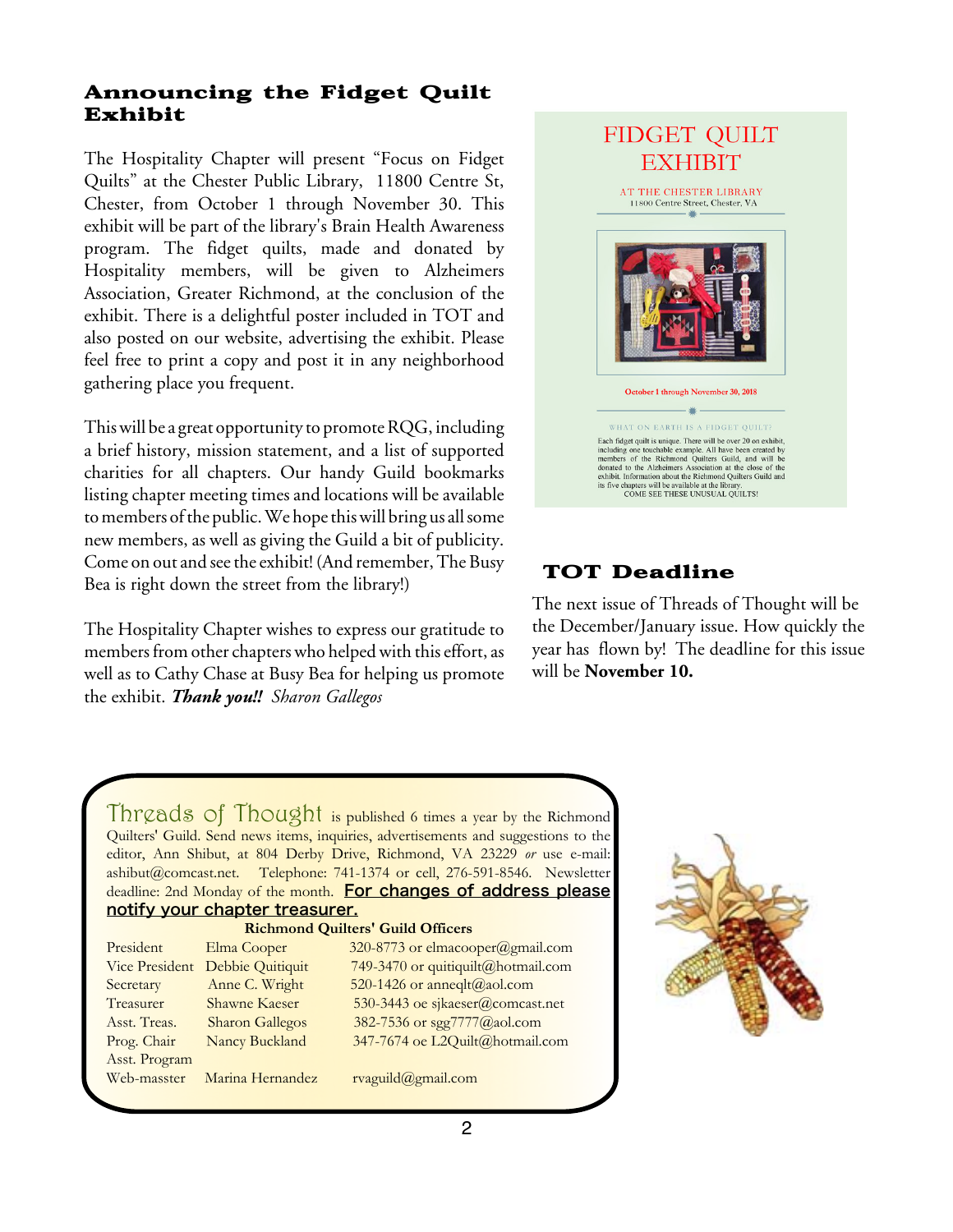## Announcing the Fidget Quilt Exhibit

The Hospitality Chapter will present "Focus on Fidget Quilts" at the Chester Public Library, 11800 Centre St, Chester, from October 1 through November 30. This exhibit will be part of the library's Brain Health Awareness program. The fidget quilts, made and donated by Hospitality members, will be given to Alzheimers Association, Greater Richmond, at the conclusion of the exhibit. There is a delightful poster included in TOT and also posted on our website, advertising the exhibit. Please feel free to print a copy and post it in any neighborhood gathering place you frequent.

This will be a great opportunity to promote RQG, including a brief history, mission statement, and a list of supported charities for all chapters. Our handy Guild bookmarks listing chapter meeting times and locations will be available to members of the public. We hope this will bring us all some new members, as well as giving the Guild a bit of publicity. Come on out and see the exhibit! (And remember, The Busy Bea is right down the street from the library!)

The Hospitality Chapter wishes to express our gratitude to members from other chapters who helped with this effort, as well as to Cathy Chase at Busy Bea for helping us promote the exhibit. ***Thank you!!*** *Sharon Gallegos*

FIDGET QUILT EXHIBIT

AT THE CHESTER LIBRARY
11800 Centre Street, Chester, VA

October 1 through November 30, 2018

WHAT ON EARTH IS A FIDGET QUILT?

Each fidget quilt is unique. There will be over 20 on exhibit, including one touchable example. All have been created by members of the Richmond Quilters Guild, and will be donated to the Alzheimers Association at the close of the exhibit. Information about the Richmond Quilters Guild and its five chapters will be available at the library.
COME SEE THESE UNUSUAL QUILTS!

## TOT Deadline

The next issue of Threads of Thought will be the December/January issue. How quickly the year has flown by! The deadline for this issue will be **November 10.**

Threads of Thought is published 6 times a year by the Richmond Quilters' Guild. Send news items, inquiries, advertisements and suggestions to the editor, Ann Shibut, at 804 Derby Drive, Richmond, VA 23229 *or* use e-mail: ashibut@comcast.net. Telephone: 741-1374 or cell, 276-591-8546. Newsletter deadline: 2nd Monday of the month. **For changes of address please notify your chapter treasurer.**

**Richmond Quilters' Guild Officers**

| | | |
|---|---|---|
| President | Elma Cooper | 320-8773 or elmacooper@gmail.com |
| Vice President | Debbie Quitiquit | 749-3470 or quitiquilt@hotmail.com |
| Secretary | Anne C. Wright | 520-1426 or anneqlt@aol.com |
| Treasurer | Shawne Kaeser | 530-3443 oe sjkaeser@comcast.net |
| Asst. Treas. | Sharon Gallegos | 382-7536 or sgg7777@aol.com |
| Prog. Chair | Nancy Buckland | 347-7674 oe L2Quilt@hotmail.com |
| Asst. Program | | |
| Web-masster | Marina Hernandez | rvaguild@gmail.com |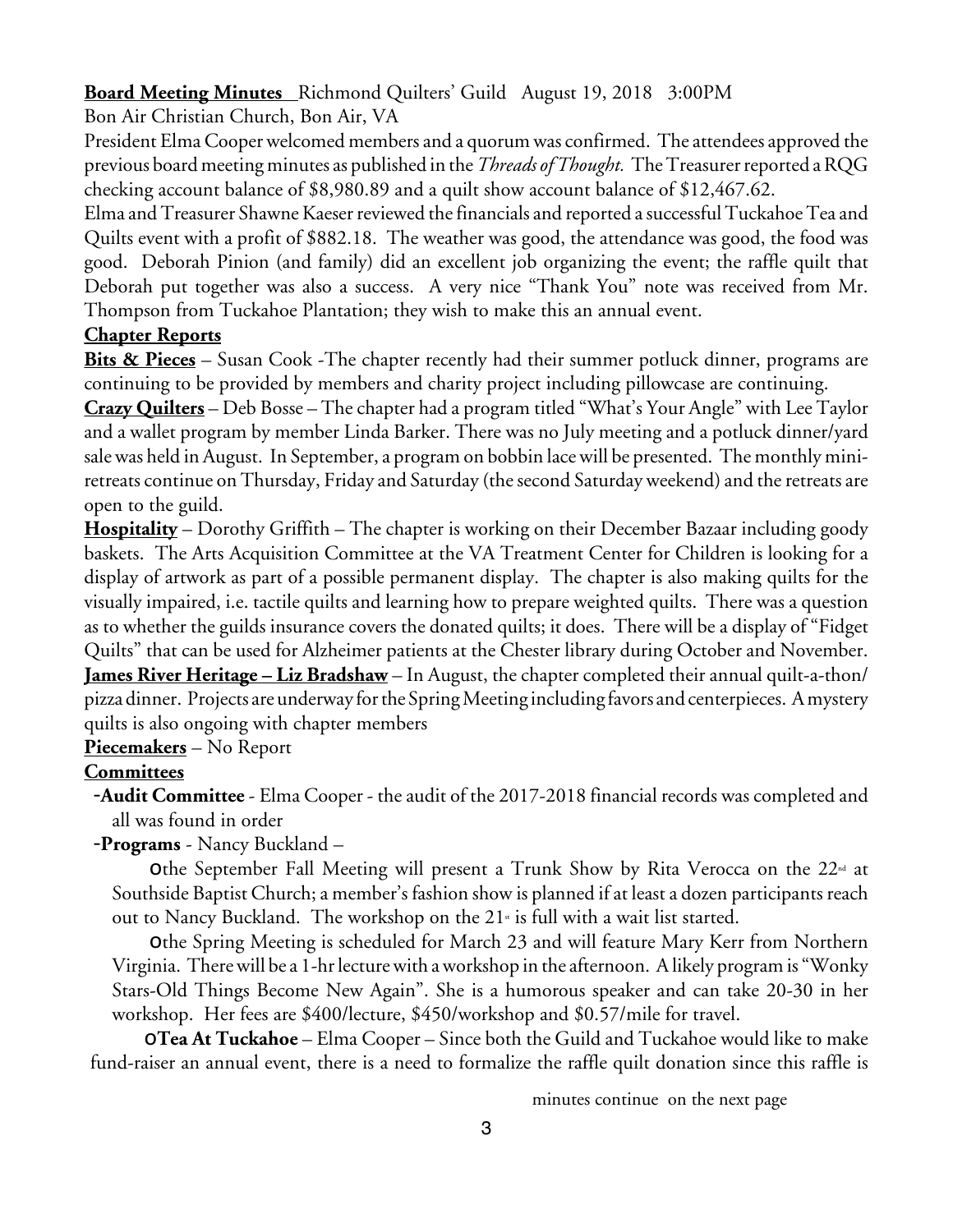**Board Meeting Minutes** Richmond Quilters' Guild August 19, 2018 3:00PM
Bon Air Christian Church, Bon Air, VA

President Elma Cooper welcomed members and a quorum was confirmed. The attendees approved the previous board meeting minutes as published in the *Threads of Thought.* The Treasurer reported a RQG checking account balance of $8,980.89 and a quilt show account balance of $12,467.62.

Elma and Treasurer Shawne Kaeser reviewed the financials and reported a successful Tuckahoe Tea and Quilts event with a profit of $882.18. The weather was good, the attendance was good, the food was good. Deborah Pinion (and family) did an excellent job organizing the event; the raffle quilt that Deborah put together was also a success. A very nice "Thank You" note was received from Mr. Thompson from Tuckahoe Plantation; they wish to make this an annual event.

**Chapter Reports**

**Bits & Pieces** – Susan Cook -The chapter recently had their summer potluck dinner, programs are continuing to be provided by members and charity project including pillowcase are continuing.

**Crazy Quilters** – Deb Bosse – The chapter had a program titled "What's Your Angle" with Lee Taylor and a wallet program by member Linda Barker. There was no July meeting and a potluck dinner/yard sale was held in August. In September, a program on bobbin lace will be presented. The monthly mini-retreats continue on Thursday, Friday and Saturday (the second Saturday weekend) and the retreats are open to the guild.

**Hospitality** – Dorothy Griffith – The chapter is working on their December Bazaar including goody baskets. The Arts Acquisition Committee at the VA Treatment Center for Children is looking for a display of artwork as part of a possible permanent display. The chapter is also making quilts for the visually impaired, i.e. tactile quilts and learning how to prepare weighted quilts. There was a question as to whether the guilds insurance covers the donated quilts; it does. There will be a display of "Fidget Quilts" that can be used for Alzheimer patients at the Chester library during October and November.

**James River Heritage – Liz Bradshaw** – In August, the chapter completed their annual quilt-a-thon/pizza dinner. Projects are underway for the Spring Meeting including favors and centerpieces. A mystery quilts is also ongoing with chapter members

**Piecemakers** – No Report

**Committees**

- **Audit Committee** - Elma Cooper - the audit of the 2017-2018 financial records was completed and all was found in order
- **Programs** - Nancy Buckland –
  - the September Fall Meeting will present a Trunk Show by Rita Verocca on the 22nd at Southside Baptist Church; a member's fashion show is planned if at least a dozen participants reach out to Nancy Buckland. The workshop on the 21st is full with a wait list started.
  - the Spring Meeting is scheduled for March 23 and will feature Mary Kerr from Northern Virginia. There will be a 1-hr lecture with a workshop in the afternoon. A likely program is "Wonky Stars-Old Things Become New Again". She is a humorous speaker and can take 20-30 in her workshop. Her fees are $400/lecture, $450/workshop and $0.57/mile for travel.
- **Tea At Tuckahoe** – Elma Cooper – Since both the Guild and Tuckahoe would like to make fund-raiser an annual event, there is a need to formalize the raffle quilt donation since this raffle is

minutes continue on the next page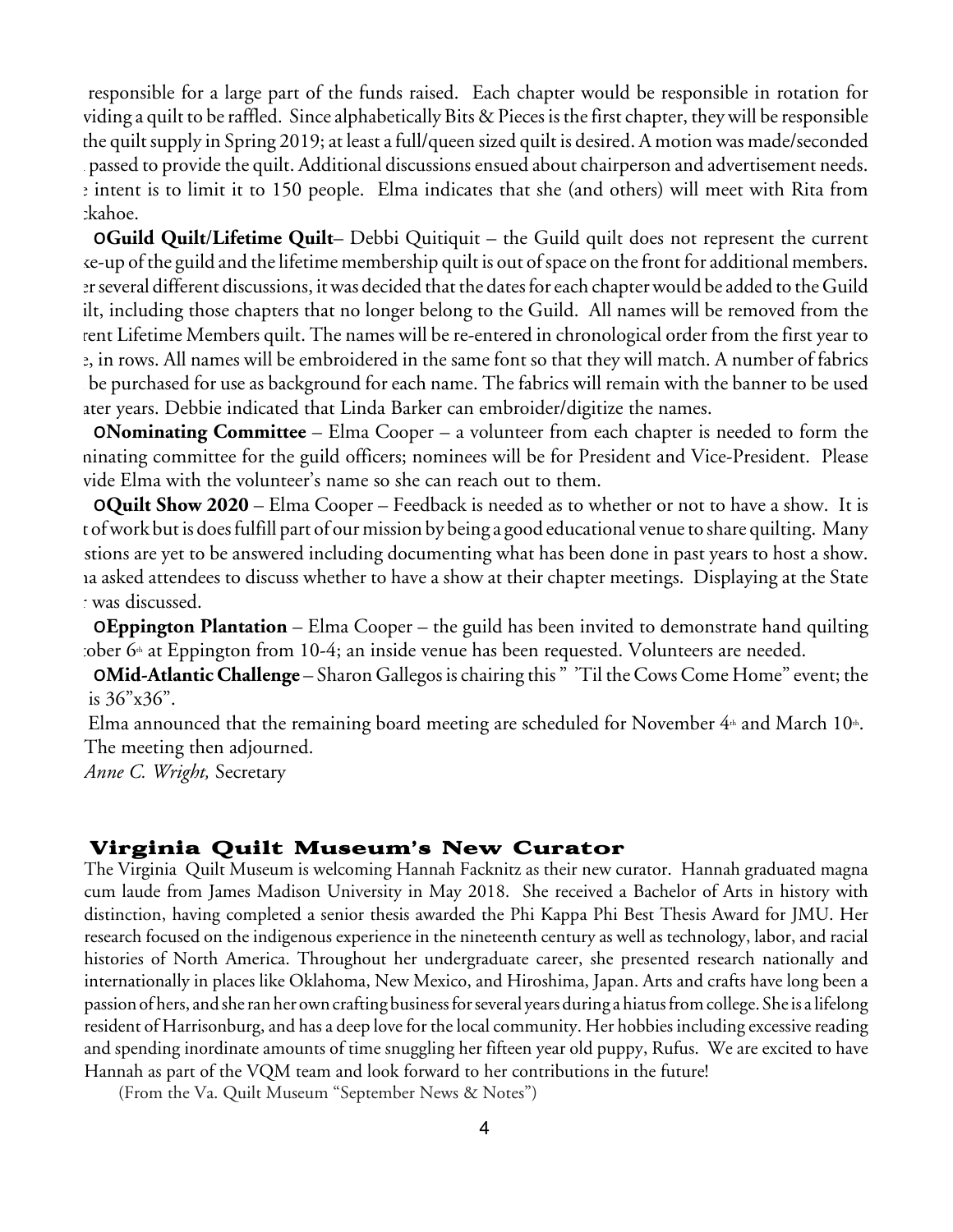responsible for a large part of the funds raised. Each chapter would be responsible in rotation for viding a quilt to be raffled. Since alphabetically Bits & Pieces is the first chapter, they will be responsible the quilt supply in Spring 2019; at least a full/queen sized quilt is desired. A motion was made/seconded passed to provide the quilt. Additional discussions ensued about chairperson and advertisement needs. intent is to limit it to 150 people. Elma indicates that she (and others) will meet with Rita from ckahoe.

- **Guild Quilt/Lifetime Quilt**– Debbi Quitiquit – the Guild quilt does not represent the current ke-up of the guild and the lifetime membership quilt is out of space on the front for additional members. er several different discussions, it was decided that the dates for each chapter would be added to the Guild ilt, including those chapters that no longer belong to the Guild. All names will be removed from the rent Lifetime Members quilt. The names will be re-entered in chronological order from the first year to e, in rows. All names will be embroidered in the same font so that they will match. A number of fabrics be purchased for use as background for each name. The fabrics will remain with the banner to be used ater years. Debbie indicated that Linda Barker can embroider/digitize the names.
- **Nominating Committee** – Elma Cooper – a volunteer from each chapter is needed to form the ninating committee for the guild officers; nominees will be for President and Vice-President. Please vide Elma with the volunteer's name so she can reach out to them.
- **Quilt Show 2020** – Elma Cooper – Feedback is needed as to whether or not to have a show. It is t of work but is does fulfill part of our mission by being a good educational venue to share quilting. Many stions are yet to be answered including documenting what has been done in past years to host a show. na asked attendees to discuss whether to have a show at their chapter meetings. Displaying at the State r was discussed.
- **Eppington Plantation** – Elma Cooper – the guild has been invited to demonstrate hand quilting tober 6th at Eppington from 10-4; an inside venue has been requested. Volunteers are needed.
- **Mid-Atlantic Challenge** – Sharon Gallegos is chairing this " 'Til the Cows Come Home" event; the is 36"x36".

Elma announced that the remaining board meeting are scheduled for November 4th and March 10th. The meeting then adjourned.

*Anne C. Wright,* Secretary

## Virginia Quilt Museum's New Curator

The Virginia Quilt Museum is welcoming Hannah Facknitz as their new curator. Hannah graduated magna cum laude from James Madison University in May 2018. She received a Bachelor of Arts in history with distinction, having completed a senior thesis awarded the Phi Kappa Phi Best Thesis Award for JMU. Her research focused on the indigenous experience in the nineteenth century as well as technology, labor, and racial histories of North America. Throughout her undergraduate career, she presented research nationally and internationally in places like Oklahoma, New Mexico, and Hiroshima, Japan. Arts and crafts have long been a passion of hers, and she ran her own crafting business for several years during a hiatus from college. She is a lifelong resident of Harrisonburg, and has a deep love for the local community. Her hobbies including excessive reading and spending inordinate amounts of time snuggling her fifteen year old puppy, Rufus. We are excited to have Hannah as part of the VQM team and look forward to her contributions in the future!

(From the Va. Quilt Museum "September News & Notes")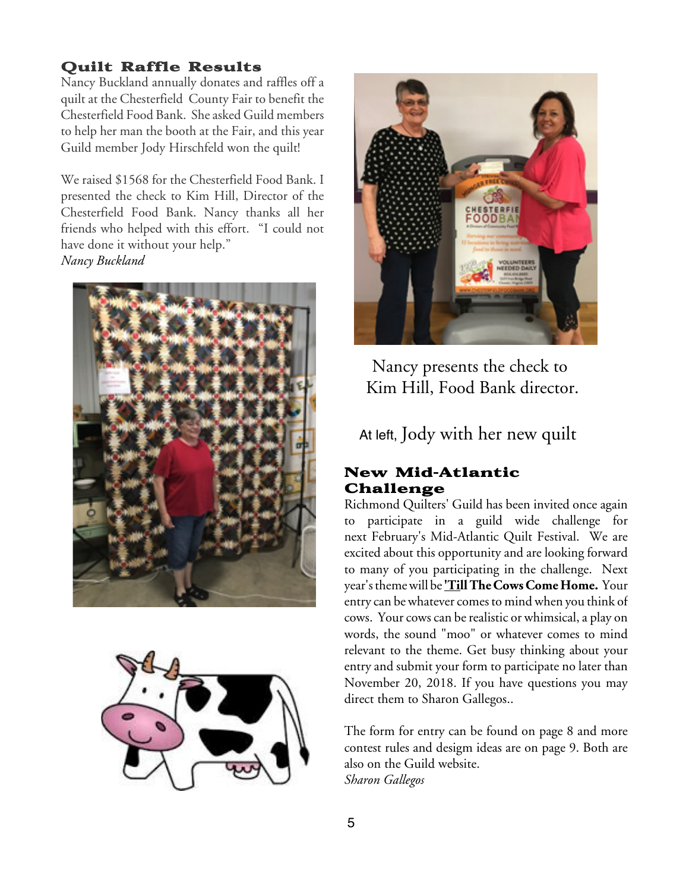## Quilt Raffle Results

Nancy Buckland annually donates and raffles off a quilt at the Chesterfield County Fair to benefit the Chesterfield Food Bank. She asked Guild members to help her man the booth at the Fair, and this year Guild member Jody Hirschfeld won the quilt!

We raised $1568 for the Chesterfield Food Bank. I presented the check to Kim Hill, Director of the Chesterfield Food Bank. Nancy thanks all her friends who helped with this effort. "I could not have done it without your help."

*Nancy Buckland*

Nancy presents the check to Kim Hill, Food Bank director.

At left, Jody with her new quilt

## New Mid-Atlantic Challenge

Richmond Quilters' Guild has been invited once again to participate in a guild wide challenge for next February's Mid-Atlantic Quilt Festival. We are excited about this opportunity and are looking forward to many of you participating in the challenge. Next year's theme will be **'Till The Cows Come Home.** Your entry can be whatever comes to mind when you think of cows. Your cows can be realistic or whimsical, a play on words, the sound "moo" or whatever comes to mind relevant to the theme. Get busy thinking about your entry and submit your form to participate no later than November 20, 2018. If you have questions you may direct them to Sharon Gallegos..

The form for entry can be found on page 8 and more contest rules and desigm ideas are on page 9. Both are also on the Guild website.

*Sharon Gallegos*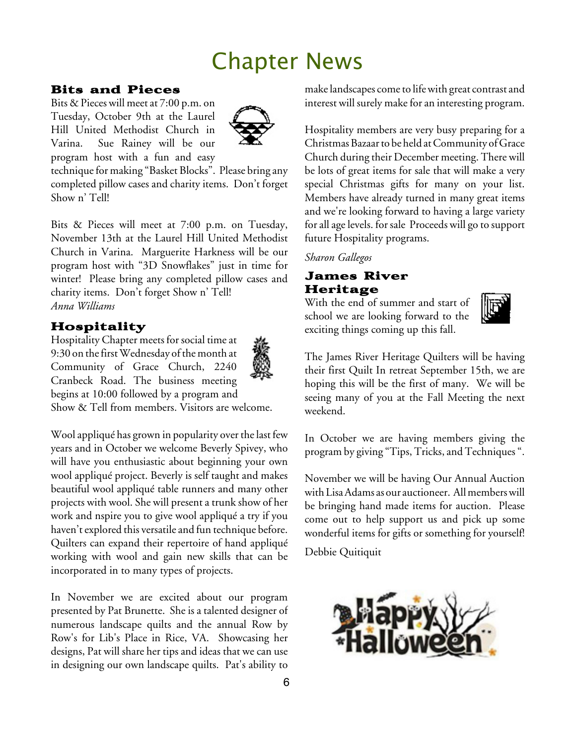# Chapter News

## Bits and Pieces

Bits & Pieces will meet at 7:00 p.m. on Tuesday, October 9th at the Laurel Hill United Methodist Church in Varina. Sue Rainey will be our program host with a fun and easy technique for making "Basket Blocks". Please bring any completed pillow cases and charity items. Don't forget Show n' Tell!

Bits & Pieces will meet at 7:00 p.m. on Tuesday, November 13th at the Laurel Hill United Methodist Church in Varina. Marguerite Harkness will be our program host with "3D Snowflakes" just in time for winter! Please bring any completed pillow cases and charity items. Don't forget Show n' Tell!

*Anna Williams*

## Hospitality

Hospitality Chapter meets for social time at 9:30 on the first Wednesday of the month at Community of Grace Church, 2240 Cranbeck Road. The business meeting begins at 10:00 followed by a program and Show & Tell from members. Visitors are welcome.

Wool appliqué has grown in popularity over the last few years and in October we welcome Beverly Spivey, who will have you enthusiastic about beginning your own wool appliqué project. Beverly is self taught and makes beautiful wool appliqué table runners and many other projects with wool. She will present a trunk show of her work and nspire you to give wool appliqué a try if you haven't explored this versatile and fun technique before. Quilters can expand their repertoire of hand appliqué working with wool and gain new skills that can be incorporated in to many types of projects.

In November we are excited about our program presented by Pat Brunette. She is a talented designer of numerous landscape quilts and the annual Row by Row's for Lib's Place in Rice, VA. Showcasing her designs, Pat will share her tips and ideas that we can use in designing our own landscape quilts. Pat's ability to make landscapes come to life with great contrast and interest will surely make for an interesting program.

Hospitality members are very busy preparing for a Christmas Bazaar to be held at Community of Grace Church during their December meeting. There will be lots of great items for sale that will make a very special Christmas gifts for many on your list. Members have already turned in many great items and we're looking forward to having a large variety for all age levels. for sale Proceeds will go to support future Hospitality programs.

*Sharon Gallegos*

## James River Heritage

With the end of summer and start of school we are looking forward to the exciting things coming up this fall.

The James River Heritage Quilters will be having their first Quilt In retreat September 15th, we are hoping this will be the first of many. We will be seeing many of you at the Fall Meeting the next weekend.

In October we are having members giving the program by giving "Tips, Tricks, and Techniques ".

November we will be having Our Annual Auction with Lisa Adams as our auctioneer. All members will be bringing hand made items for auction. Please come out to help support us and pick up some wonderful items for gifts or something for yourself!

Debbie Quitiquit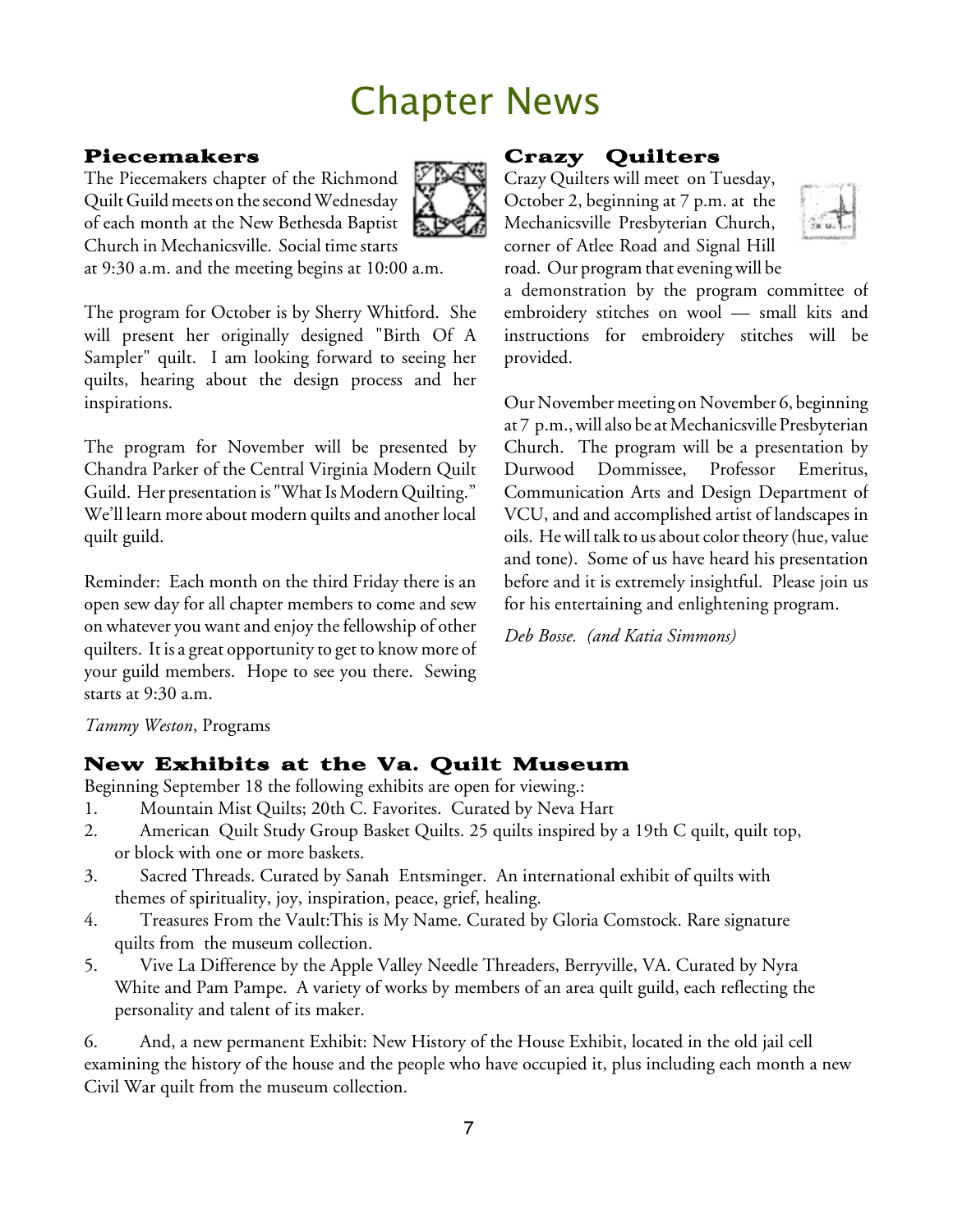# Chapter News

## Piecemakers

The Piecemakers chapter of the Richmond Quilt Guild meets on the second Wednesday of each month at the New Bethesda Baptist Church in Mechanicsville. Social time starts at 9:30 a.m. and the meeting begins at 10:00 a.m.

The program for October is by Sherry Whitford. She will present her originally designed "Birth Of A Sampler" quilt. I am looking forward to seeing her quilts, hearing about the design process and her inspirations.

The program for November will be presented by Chandra Parker of the Central Virginia Modern Quilt Guild. Her presentation is "What Is Modern Quilting." We'll learn more about modern quilts and another local quilt guild.

Reminder: Each month on the third Friday there is an open sew day for all chapter members to come and sew on whatever you want and enjoy the fellowship of other quilters. It is a great opportunity to get to know more of your guild members. Hope to see you there. Sewing starts at 9:30 a.m.

*Tammy Weston*, Programs

## Crazy Quilters

Crazy Quilters will meet on Tuesday, October 2, beginning at 7 p.m. at the Mechanicsville Presbyterian Church, corner of Atlee Road and Signal Hill road. Our program that evening will be a demonstration by the program committee of embroidery stitches on wool — small kits and instructions for embroidery stitches will be provided.

Our November meeting on November 6, beginning at 7 p.m., will also be at Mechanicsville Presbyterian Church. The program will be a presentation by Durwood Dommissee, Professor Emeritus, Communication Arts and Design Department of VCU, and and accomplished artist of landscapes in oils. He will talk to us about color theory (hue, value and tone). Some of us have heard his presentation before and it is extremely insightful. Please join us for his entertaining and enlightening program.

*Deb Bosse. (and Katia Simmons)*

## New Exhibits at the Va. Quilt Museum

Beginning September 18 the following exhibits are open for viewing.:

1. Mountain Mist Quilts; 20th C. Favorites. Curated by Neva Hart
2. American Quilt Study Group Basket Quilts. 25 quilts inspired by a 19th C quilt, quilt top, or block with one or more baskets.
3. Sacred Threads. Curated by Sanah Entsminger. An international exhibit of quilts with themes of spirituality, joy, inspiration, peace, grief, healing.
4. Treasures From the Vault:This is My Name. Curated by Gloria Comstock. Rare signature quilts from the museum collection.
5. Vive La Difference by the Apple Valley Needle Threaders, Berryville, VA. Curated by Nyra White and Pam Pampe. A variety of works by members of an area quilt guild, each reflecting the personality and talent of its maker.

6. And, a new permanent Exhibit: New History of the House Exhibit, located in the old jail cell examining the history of the house and the people who have occupied it, plus including each month a new Civil War quilt from the museum collection.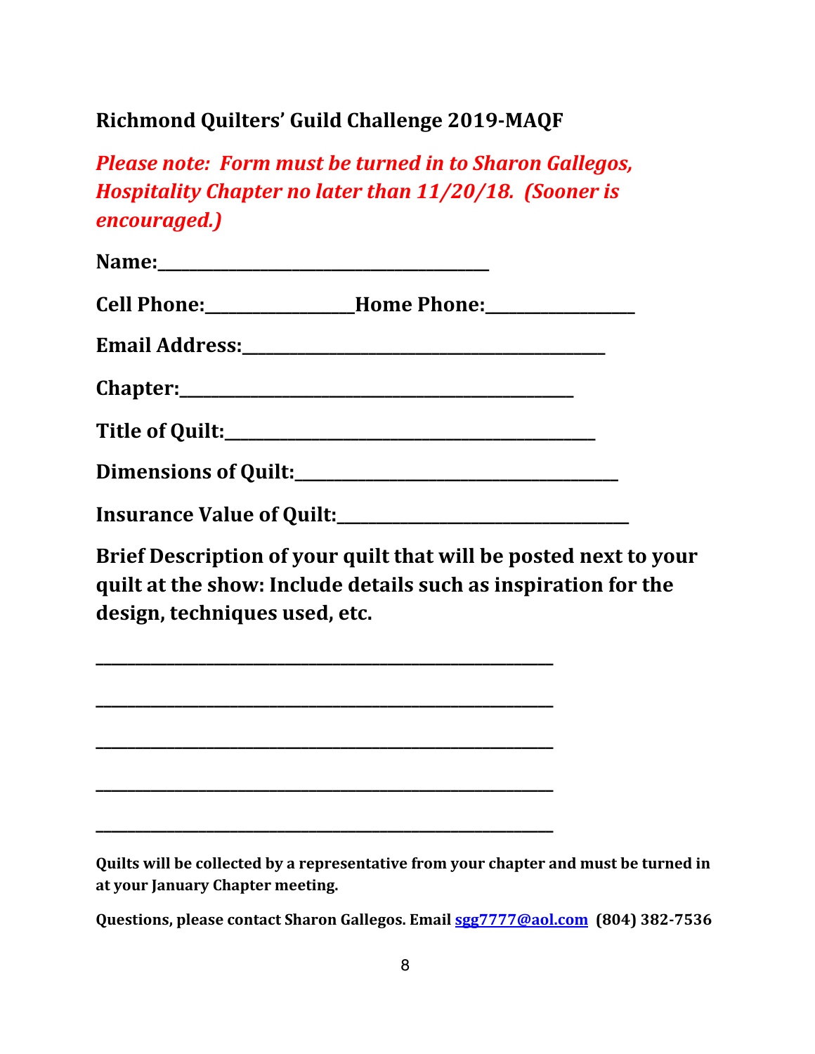**Richmond Quilters' Guild Challenge 2019-MAQF**

***Please note: Form must be turned in to Sharon Gallegos, Hospitality Chapter no later than 11/20/18. (Sooner is encouraged.)***

**Name:**_______________________________________

**Cell Phone:**_________________**Home Phone:**_________________

**Email Address:**___________________________________________

**Chapter:**_______________________________________________

**Title of Quilt:**___________________________________________

**Dimensions of Quilt:**______________________________________

**Insurance Value of Quilt:**__________________________________

**Brief Description of your quilt that will be posted next to your quilt at the show: Include details such as inspiration for the design, techniques used, etc.**

______________________________________________________

______________________________________________________

______________________________________________________

______________________________________________________

______________________________________________________

**Quilts will be collected by a representative from your chapter and must be turned in at your January Chapter meeting.**

**Questions, please contact Sharon Gallegos. Email [sgg7777@aol.com](mailto:sgg7777@aol.com) (804) 382-7536**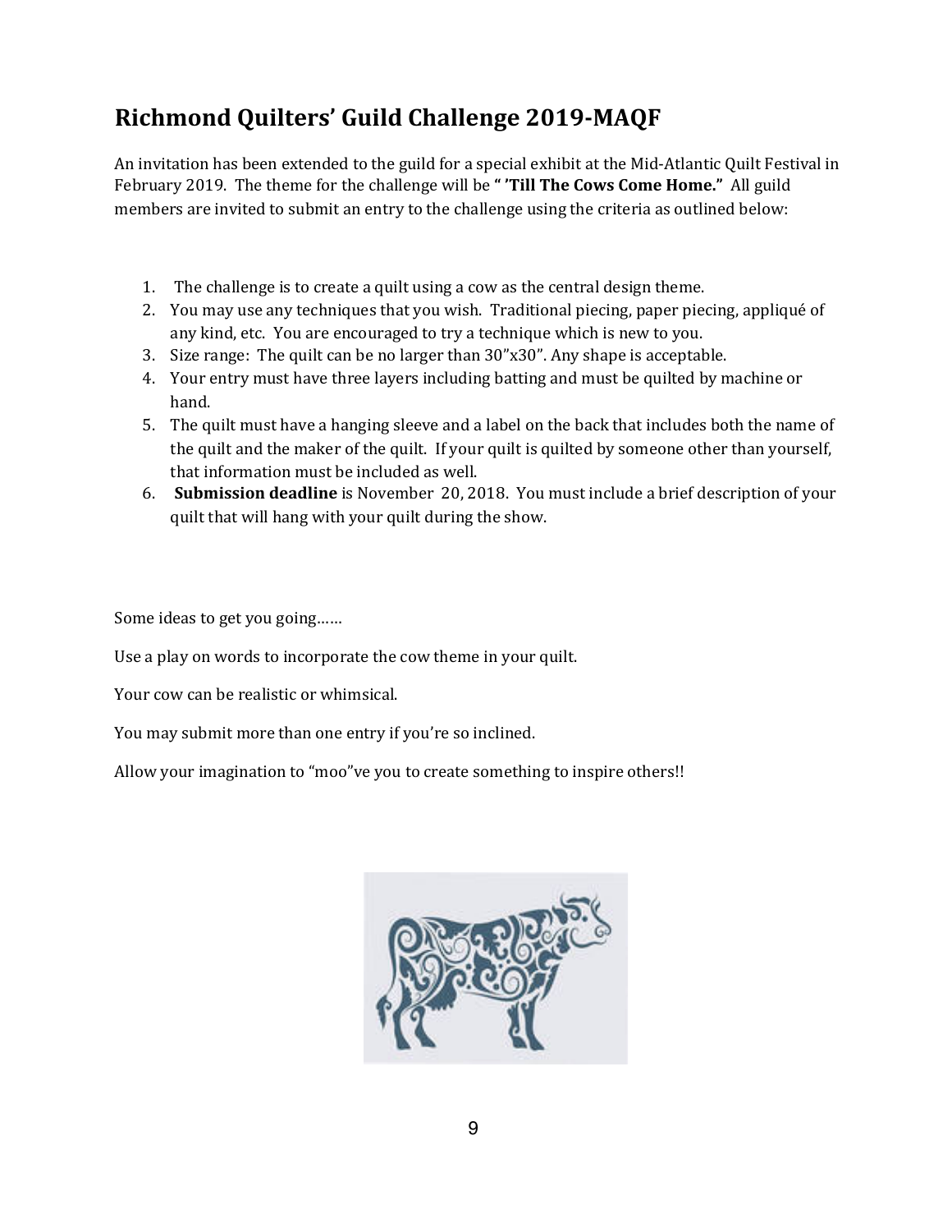# Richmond Quilters' Guild Challenge 2019-MAQF

An invitation has been extended to the guild for a special exhibit at the Mid-Atlantic Quilt Festival in February 2019. The theme for the challenge will be **" 'Till The Cows Come Home."** All guild members are invited to submit an entry to the challenge using the criteria as outlined below:

1. The challenge is to create a quilt using a cow as the central design theme.
2. You may use any techniques that you wish. Traditional piecing, paper piecing, appliqué of any kind, etc. You are encouraged to try a technique which is new to you.
3. Size range: The quilt can be no larger than 30"x30". Any shape is acceptable.
4. Your entry must have three layers including batting and must be quilted by machine or hand.
5. The quilt must have a hanging sleeve and a label on the back that includes both the name of the quilt and the maker of the quilt. If your quilt is quilted by someone other than yourself, that information must be included as well.
6. **Submission deadline** is November 20, 2018. You must include a brief description of your quilt that will hang with your quilt during the show.

Some ideas to get you going……

Use a play on words to incorporate the cow theme in your quilt.

Your cow can be realistic or whimsical.

You may submit more than one entry if you're so inclined.

Allow your imagination to "moo"ve you to create something to inspire others!!